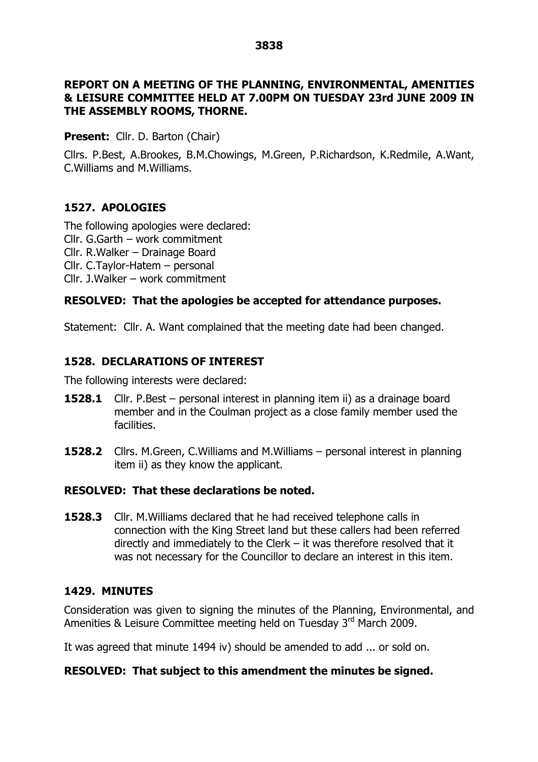**REPORT ON A MEETING OF THE PLANNING, ENVIRONMENTAL, AMENITIES & LEISURE COMMITTEE HELD AT 7.00PM ON TUESDAY 23rd JUNE 2009 IN THE ASSEMBLY ROOMS, THORNE.**

**Present:** Cllr. D. Barton (Chair)

Cllrs. P.Best, A.Brookes, B.M.Chowings, M.Green, P.Richardson, K.Redmile, A.Want, C.Williams and M.Williams.

## 1527. APOLOGIES

The following apologies were declared:
Cllr. G.Garth – work commitment
Cllr. R.Walker – Drainage Board
Cllr. C.Taylor-Hatem – personal
Cllr. J.Walker – work commitment

**RESOLVED: That the apologies be accepted for attendance purposes.**

Statement: Cllr. A. Want complained that the meeting date had been changed.

## 1528. DECLARATIONS OF INTEREST

The following interests were declared:

**1528.1** Cllr. P.Best – personal interest in planning item ii) as a drainage board member and in the Coulman project as a close family member used the facilities.

**1528.2** Cllrs. M.Green, C.Williams and M.Williams – personal interest in planning item ii) as they know the applicant.

**RESOLVED: That these declarations be noted.**

**1528.3** Cllr. M.Williams declared that he had received telephone calls in connection with the King Street land but these callers had been referred directly and immediately to the Clerk – it was therefore resolved that it was not necessary for the Councillor to declare an interest in this item.

## 1429. MINUTES

Consideration was given to signing the minutes of the Planning, Environmental, and Amenities & Leisure Committee meeting held on Tuesday 3rd March 2009.

It was agreed that minute 1494 iv) should be amended to add ... or sold on.

**RESOLVED: That subject to this amendment the minutes be signed.**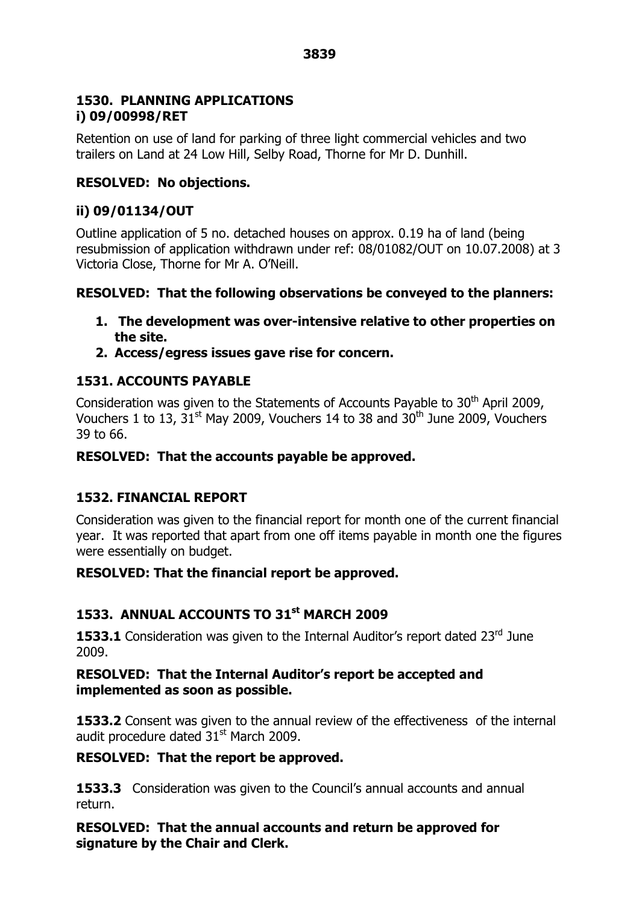## 1530. PLANNING APPLICATIONS
### i) 09/00998/RET

Retention on use of land for parking of three light commercial vehicles and two trailers on Land at 24 Low Hill, Selby Road, Thorne for Mr D. Dunhill.

**RESOLVED: No objections.**

### ii) 09/01134/OUT

Outline application of 5 no. detached houses on approx. 0.19 ha of land (being resubmission of application withdrawn under ref: 08/01082/OUT on 10.07.2008) at 3 Victoria Close, Thorne for Mr A. O'Neill.

**RESOLVED: That the following observations be conveyed to the planners:**

1. **The development was over-intensive relative to other properties on the site.**
2. **Access/egress issues gave rise for concern.**

## 1531. ACCOUNTS PAYABLE

Consideration was given to the Statements of Accounts Payable to 30th April 2009, Vouchers 1 to 13, 31st May 2009, Vouchers 14 to 38 and 30th June 2009, Vouchers 39 to 66.

**RESOLVED: That the accounts payable be approved.**

## 1532. FINANCIAL REPORT

Consideration was given to the financial report for month one of the current financial year. It was reported that apart from one off items payable in month one the figures were essentially on budget.

**RESOLVED: That the financial report be approved.**

## 1533. ANNUAL ACCOUNTS TO 31st MARCH 2009

**1533.1** Consideration was given to the Internal Auditor's report dated 23rd June 2009.

**RESOLVED: That the Internal Auditor's report be accepted and implemented as soon as possible.**

**1533.2** Consent was given to the annual review of the effectiveness of the internal audit procedure dated 31st March 2009.

**RESOLVED: That the report be approved.**

**1533.3** Consideration was given to the Council's annual accounts and annual return.

**RESOLVED: That the annual accounts and return be approved for signature by the Chair and Clerk.**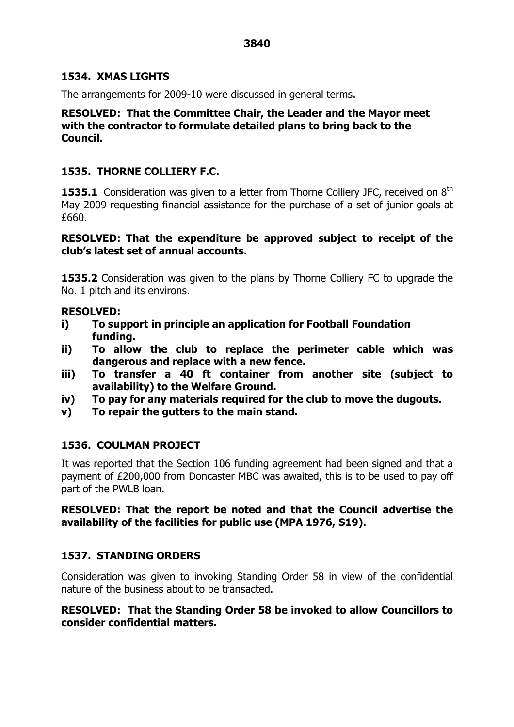## 1534. XMAS LIGHTS

The arrangements for 2009-10 were discussed in general terms.

**RESOLVED: That the Committee Chair, the Leader and the Mayor meet with the contractor to formulate detailed plans to bring back to the Council.**

## 1535. THORNE COLLIERY F.C.

**1535.1** Consideration was given to a letter from Thorne Colliery JFC, received on 8th May 2009 requesting financial assistance for the purchase of a set of junior goals at £660.

**RESOLVED: That the expenditure be approved subject to receipt of the club's latest set of annual accounts.**

**1535.2** Consideration was given to the plans by Thorne Colliery FC to upgrade the No. 1 pitch and its environs.

**RESOLVED:**

- **i) To support in principle an application for Football Foundation funding.**
- **ii) To allow the club to replace the perimeter cable which was dangerous and replace with a new fence.**
- **iii) To transfer a 40 ft container from another site (subject to availability) to the Welfare Ground.**
- **iv) To pay for any materials required for the club to move the dugouts.**
- **v) To repair the gutters to the main stand.**

## 1536. COULMAN PROJECT

It was reported that the Section 106 funding agreement had been signed and that a payment of £200,000 from Doncaster MBC was awaited, this is to be used to pay off part of the PWLB loan.

**RESOLVED: That the report be noted and that the Council advertise the availability of the facilities for public use (MPA 1976, S19).**

## 1537. STANDING ORDERS

Consideration was given to invoking Standing Order 58 in view of the confidential nature of the business about to be transacted.

**RESOLVED: That the Standing Order 58 be invoked to allow Councillors to consider confidential matters.**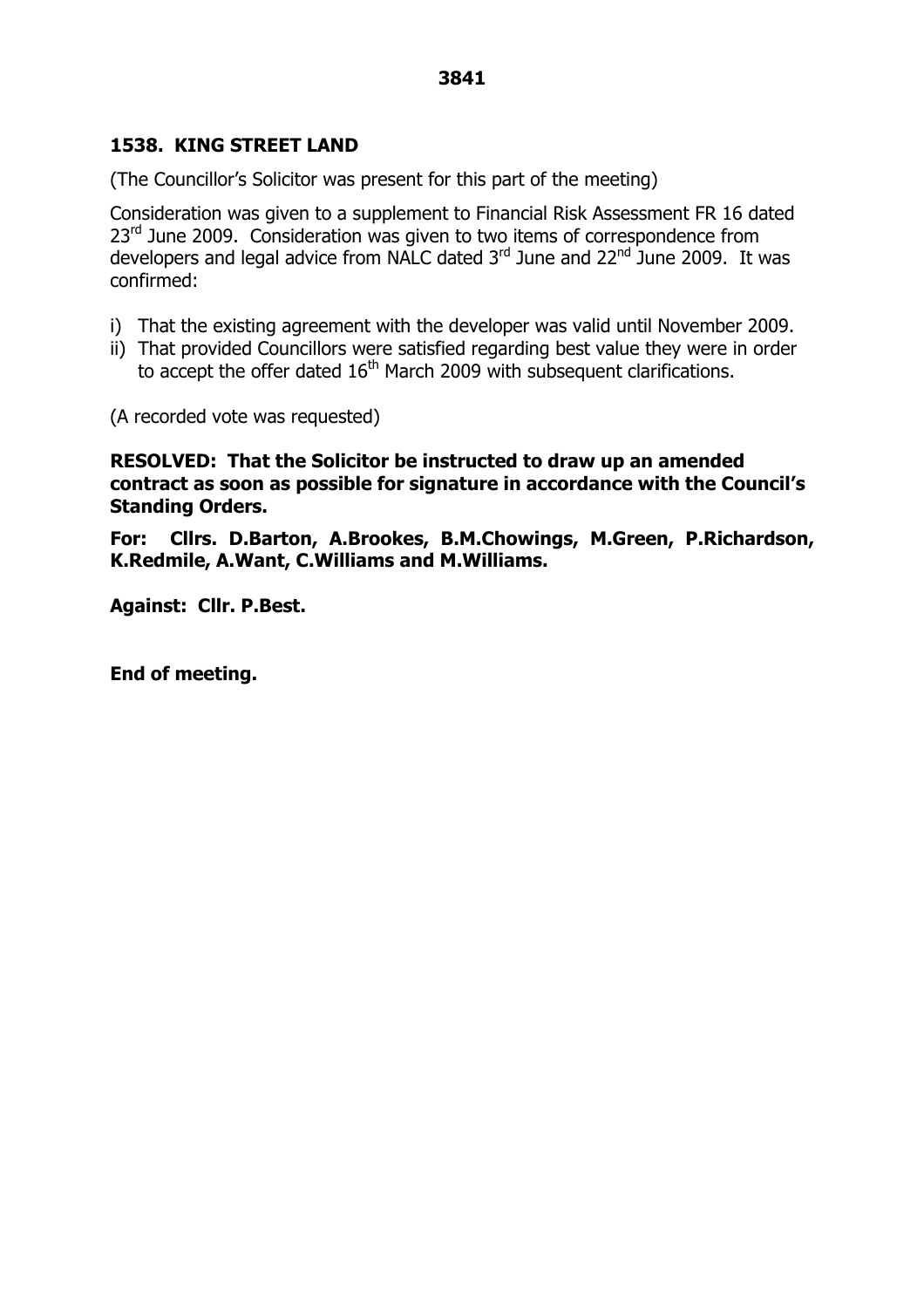## 1538. KING STREET LAND

(The Councillor's Solicitor was present for this part of the meeting)

Consideration was given to a supplement to Financial Risk Assessment FR 16 dated 23rd June 2009. Consideration was given to two items of correspondence from developers and legal advice from NALC dated 3rd June and 22nd June 2009. It was confirmed:

i) That the existing agreement with the developer was valid until November 2009.
ii) That provided Councillors were satisfied regarding best value they were in order to accept the offer dated 16th March 2009 with subsequent clarifications.

(A recorded vote was requested)

**RESOLVED: That the Solicitor be instructed to draw up an amended contract as soon as possible for signature in accordance with the Council's Standing Orders.**

**For: Cllrs. D.Barton, A.Brookes, B.M.Chowings, M.Green, P.Richardson, K.Redmile, A.Want, C.Williams and M.Williams.**

**Against: Cllr. P.Best.**

**End of meeting.**